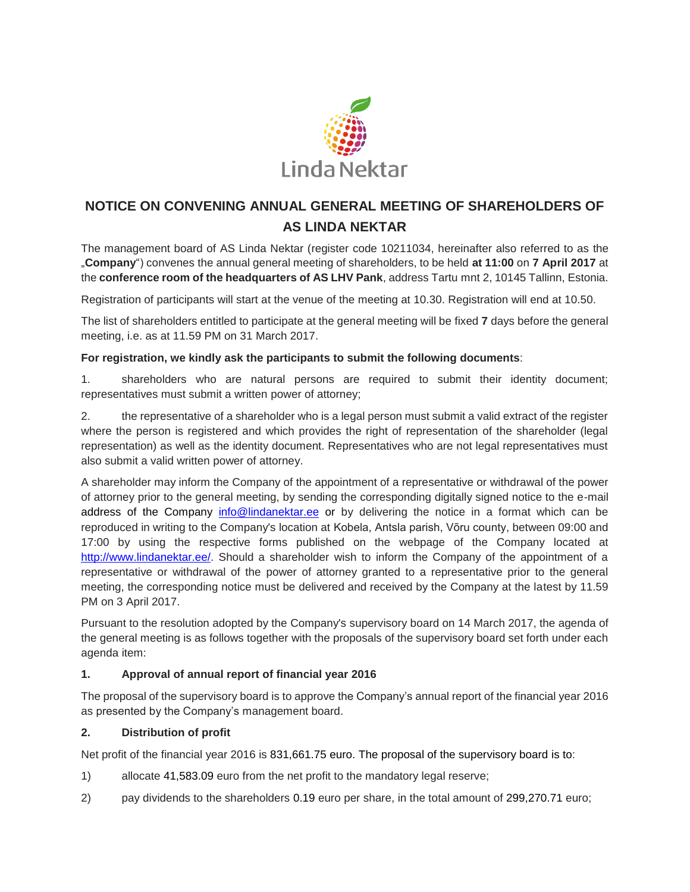# NOTICE ON CONVENING ANNUAL GENERAL MEETING OF SHAREHOLDERS OF AS LINDA NEKTAR

The management board of AS Linda Nektar (register code 10211034, hereinafter also referred to as the „**Company**") convenes the annual general meeting of shareholders, to be held **at 11:00** on **7 April 2017** at the **conference room of the headquarters of AS LHV Pank**, address Tartu mnt 2, 10145 Tallinn, Estonia.

Registration of participants will start at the venue of the meeting at 10.30. Registration will end at 10.50.

The list of shareholders entitled to participate at the general meeting will be fixed **7** days before the general meeting, i.e. as at 11.59 PM on 31 March 2017.

**For registration, we kindly ask the participants to submit the following documents**:

1. shareholders who are natural persons are required to submit their identity document; representatives must submit a written power of attorney;

2. the representative of a shareholder who is a legal person must submit a valid extract of the register where the person is registered and which provides the right of representation of the shareholder (legal representation) as well as the identity document. Representatives who are not legal representatives must also submit a valid written power of attorney.

A shareholder may inform the Company of the appointment of a representative or withdrawal of the power of attorney prior to the general meeting, by sending the corresponding digitally signed notice to the e-mail address of the Company info@lindanektar.ee or by delivering the notice in a format which can be reproduced in writing to the Company's location at Kobela, Antsla parish, Võru county, between 09:00 and 17:00 by using the respective forms published on the webpage of the Company located at http://www.lindanektar.ee/. Should a shareholder wish to inform the Company of the appointment of a representative or withdrawal of the power of attorney granted to a representative prior to the general meeting, the corresponding notice must be delivered and received by the Company at the latest by 11.59 PM on 3 April 2017.

Pursuant to the resolution adopted by the Company's supervisory board on 14 March 2017, the agenda of the general meeting is as follows together with the proposals of the supervisory board set forth under each agenda item:

### 1. Approval of annual report of financial year 2016

The proposal of the supervisory board is to approve the Company's annual report of the financial year 2016 as presented by the Company's management board.

### 2. Distribution of profit

Net profit of the financial year 2016 is 831,661.75 euro. The proposal of the supervisory board is to:

1) allocate 41,583.09 euro from the net profit to the mandatory legal reserve;

2) pay dividends to the shareholders 0.19 euro per share, in the total amount of 299,270.71 euro;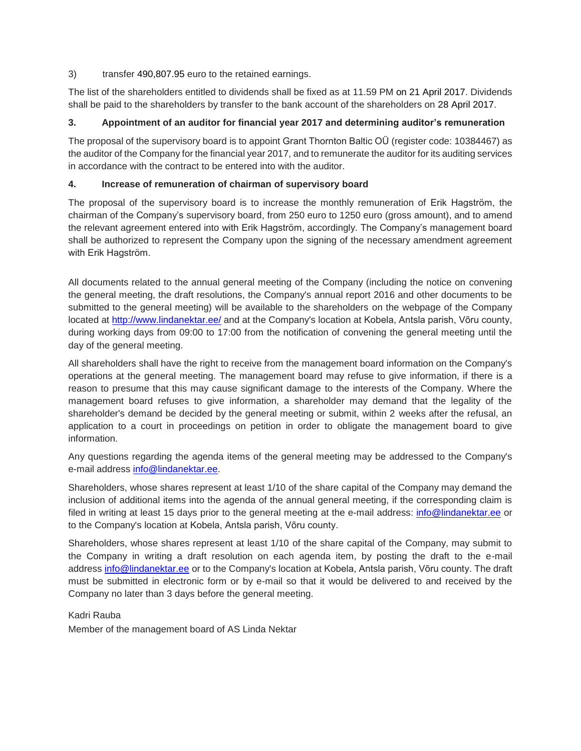3) transfer 490,807.95 euro to the retained earnings.

The list of the shareholders entitled to dividends shall be fixed as at 11.59 PM on 21 April 2017. Dividends shall be paid to the shareholders by transfer to the bank account of the shareholders on 28 April 2017.

**3. Appointment of an auditor for financial year 2017 and determining auditor's remuneration**

The proposal of the supervisory board is to appoint Grant Thornton Baltic OÜ (register code: 10384467) as the auditor of the Company for the financial year 2017, and to remunerate the auditor for its auditing services in accordance with the contract to be entered into with the auditor.

**4. Increase of remuneration of chairman of supervisory board**

The proposal of the supervisory board is to increase the monthly remuneration of Erik Hagström, the chairman of the Company's supervisory board, from 250 euro to 1250 euro (gross amount), and to amend the relevant agreement entered into with Erik Hagström, accordingly. The Company's management board shall be authorized to represent the Company upon the signing of the necessary amendment agreement with Erik Hagström.

All documents related to the annual general meeting of the Company (including the notice on convening the general meeting, the draft resolutions, the Company's annual report 2016 and other documents to be submitted to the general meeting) will be available to the shareholders on the webpage of the Company located at http://www.lindanektar.ee/ and at the Company's location at Kobela, Antsla parish, Võru county, during working days from 09:00 to 17:00 from the notification of convening the general meeting until the day of the general meeting.

All shareholders shall have the right to receive from the management board information on the Company's operations at the general meeting. The management board may refuse to give information, if there is a reason to presume that this may cause significant damage to the interests of the Company. Where the management board refuses to give information, a shareholder may demand that the legality of the shareholder's demand be decided by the general meeting or submit, within 2 weeks after the refusal, an application to a court in proceedings on petition in order to obligate the management board to give information.

Any questions regarding the agenda items of the general meeting may be addressed to the Company's e-mail address info@lindanektar.ee.

Shareholders, whose shares represent at least 1/10 of the share capital of the Company may demand the inclusion of additional items into the agenda of the annual general meeting, if the corresponding claim is filed in writing at least 15 days prior to the general meeting at the e-mail address: info@lindanektar.ee or to the Company's location at Kobela, Antsla parish, Võru county.

Shareholders, whose shares represent at least 1/10 of the share capital of the Company, may submit to the Company in writing a draft resolution on each agenda item, by posting the draft to the e-mail address info@lindanektar.ee or to the Company's location at Kobela, Antsla parish, Võru county. The draft must be submitted in electronic form or by e-mail so that it would be delivered to and received by the Company no later than 3 days before the general meeting.

Kadri Rauba
Member of the management board of AS Linda Nektar